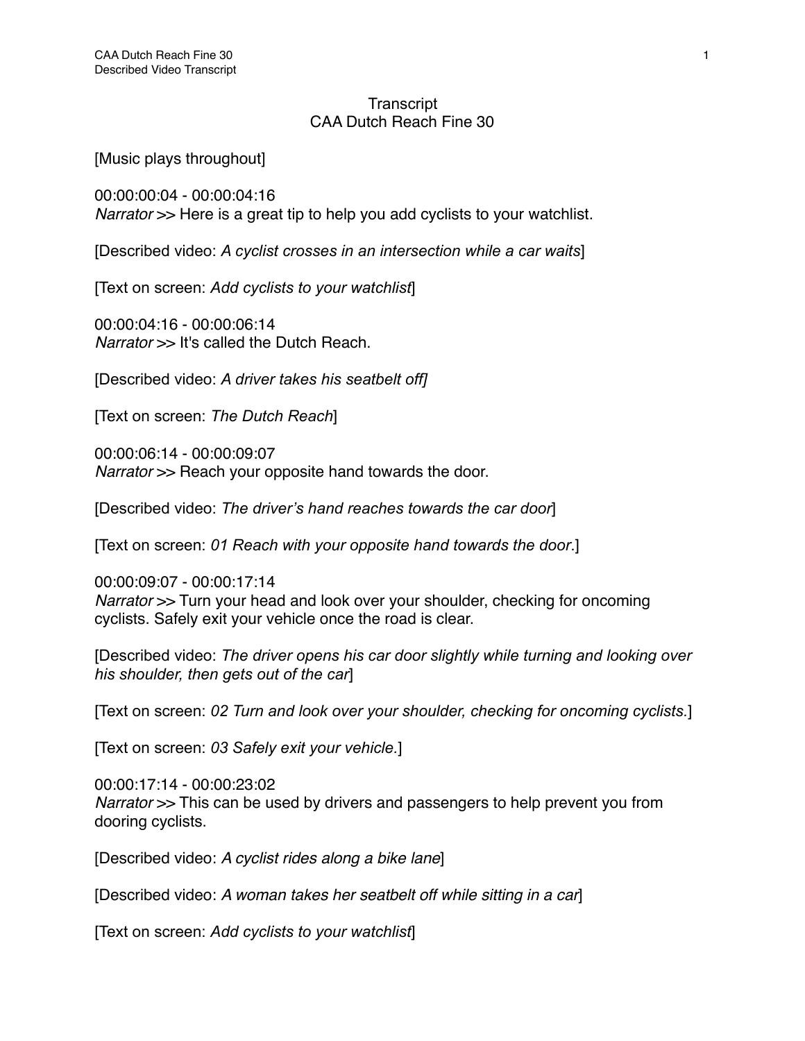# Transcript
## CAA Dutch Reach Fine 30

[Music plays throughout]

00:00:00:04 - 00:00:04:16
*Narrator* >> Here is a great tip to help you add cyclists to your watchlist.

[Described video: *A cyclist crosses in an intersection while a car waits*]

[Text on screen: *Add cyclists to your watchlist*]

00:00:04:16 - 00:00:06:14
*Narrator* >> It's called the Dutch Reach.

[Described video: *A driver takes his seatbelt off]*

[Text on screen: *The Dutch Reach*]

00:00:06:14 - 00:00:09:07
*Narrator* >> Reach your opposite hand towards the door.

[Described video: *The driver's hand reaches towards the car door*]

[Text on screen: *01 Reach with your opposite hand towards the door*.]

00:00:09:07 - 00:00:17:14
*Narrator* >> Turn your head and look over your shoulder, checking for oncoming cyclists. Safely exit your vehicle once the road is clear.

[Described video: *The driver opens his car door slightly while turning and looking over his shoulder, then gets out of the car*]

[Text on screen: *02 Turn and look over your shoulder, checking for oncoming cyclists.*]

[Text on screen: *03 Safely exit your vehicle.*]

00:00:17:14 - 00:00:23:02
*Narrator* >> This can be used by drivers and passengers to help prevent you from dooring cyclists.

[Described video: *A cyclist rides along a bike lane*]

[Described video: *A woman takes her seatbelt off while sitting in a car*]

[Text on screen: *Add cyclists to your watchlist*]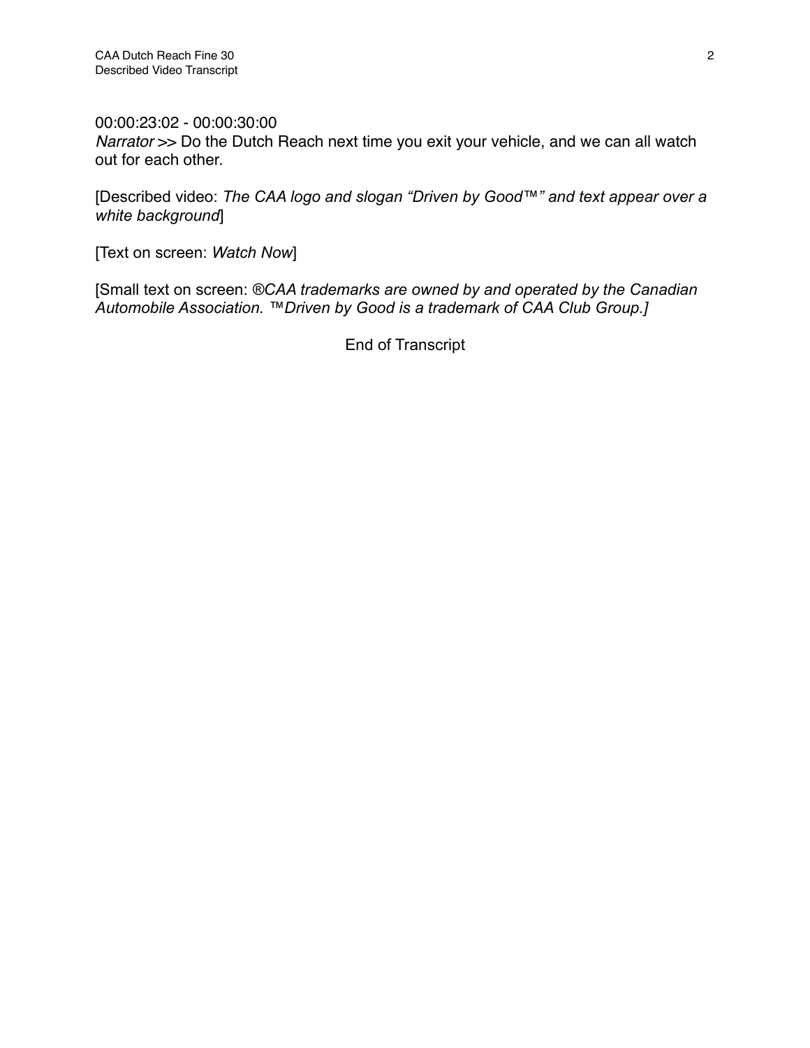00:00:23:02 - 00:00:30:00
*Narrator* >> Do the Dutch Reach next time you exit your vehicle, and we can all watch out for each other.

[Described video: *The CAA logo and slogan “Driven by Good™” and text appear over a white background*]

[Text on screen: *Watch Now*]

[Small text on screen: *®CAA trademarks are owned by and operated by the Canadian Automobile Association. ™Driven by Good is a trademark of CAA Club Group.]*

End of Transcript